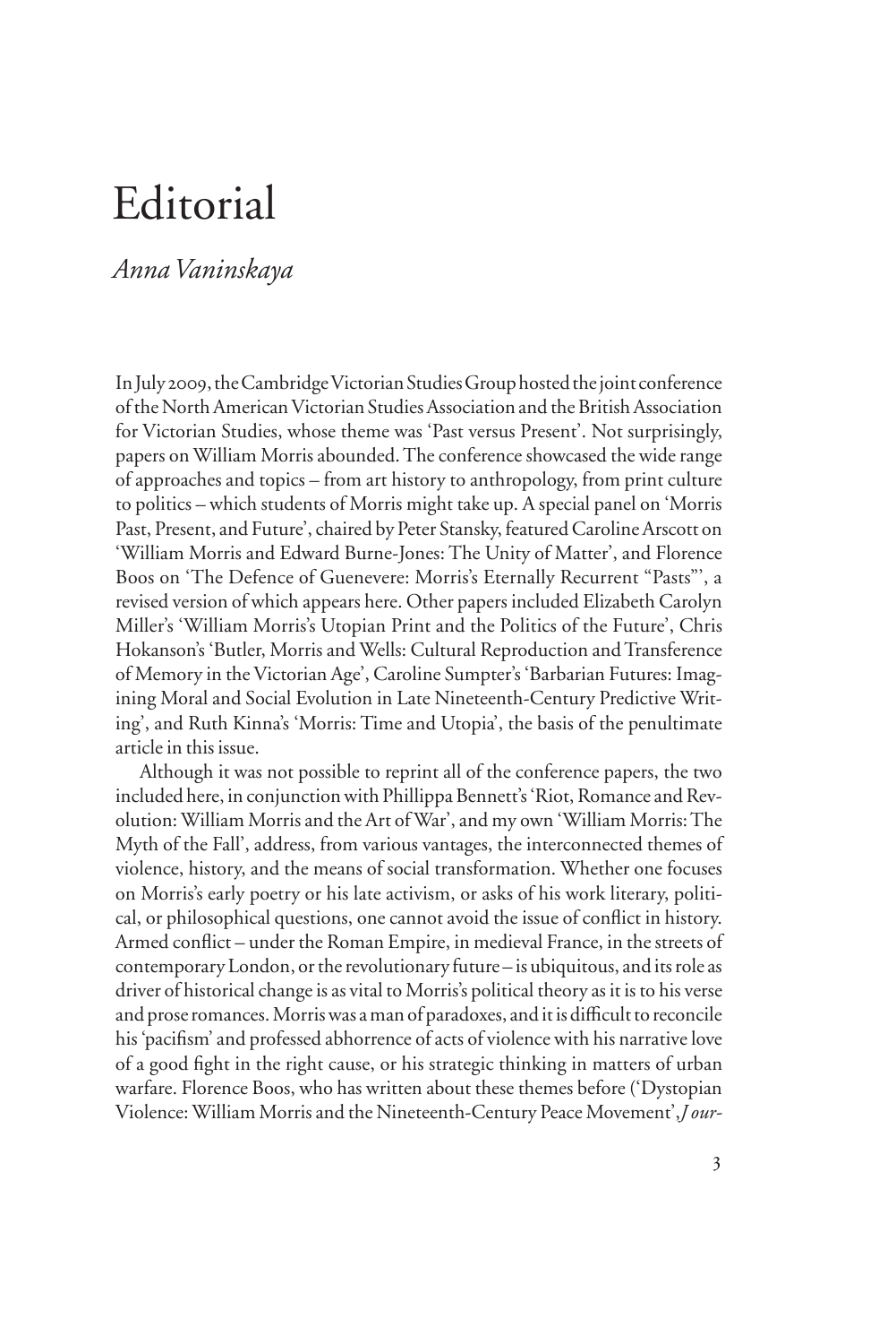# Editorial

*Anna Vaninskaya*

In July 2009, the Cambridge Victorian Studies Group hosted the joint conference of the North American Victorian Studies Association and the British Association for Victorian Studies, whose theme was 'Past versus Present'. Not surprisingly, papers on William Morris abounded. The conference showcased the wide range of approaches and topics – from art history to anthropology, from print culture to politics – which students of Morris might take up. A special panel on 'Morris Past, Present, and Future', chaired by Peter Stansky, featured Caroline Arscott on 'William Morris and Edward Burne-Jones: The Unity of Matter', and Florence Boos on 'The Defence of Guenevere: Morris's Eternally Recurrent "Pasts"', a revised version of which appears here. Other papers included Elizabeth Carolyn Miller's 'William Morris's Utopian Print and the Politics of the Future', Chris Hokanson's 'Butler, Morris and Wells: Cultural Reproduction and Transference of Memory in the Victorian Age', Caroline Sumpter's 'Barbarian Futures: Imagining Moral and Social Evolution in Late Nineteenth-Century Predictive Writing', and Ruth Kinna's 'Morris: Time and Utopia', the basis of the penultimate article in this issue.

Although it was not possible to reprint all of the conference papers, the two included here, in conjunction with Phillippa Bennett's 'Riot, Romance and Revolution: William Morris and the Art of War', and my own 'William Morris: The Myth of the Fall', address, from various vantages, the interconnected themes of violence, history, and the means of social transformation. Whether one focuses on Morris's early poetry or his late activism, or asks of his work literary, political, or philosophical questions, one cannot avoid the issue of conflict in history. Armed conflict – under the Roman Empire, in medieval France, in the streets of contemporary London, or the revolutionary future – is ubiquitous, and its role as driver of historical change is as vital to Morris's political theory as it is to his verse and prose romances. Morris was a man of paradoxes, and it is difficult to reconcile his 'pacifism' and professed abhorrence of acts of violence with his narrative love of a good fight in the right cause, or his strategic thinking in matters of urban warfare. Florence Boos, who has written about these themes before ('Dystopian Violence: William Morris and the Nineteenth-Century Peace Movement', *Jour-*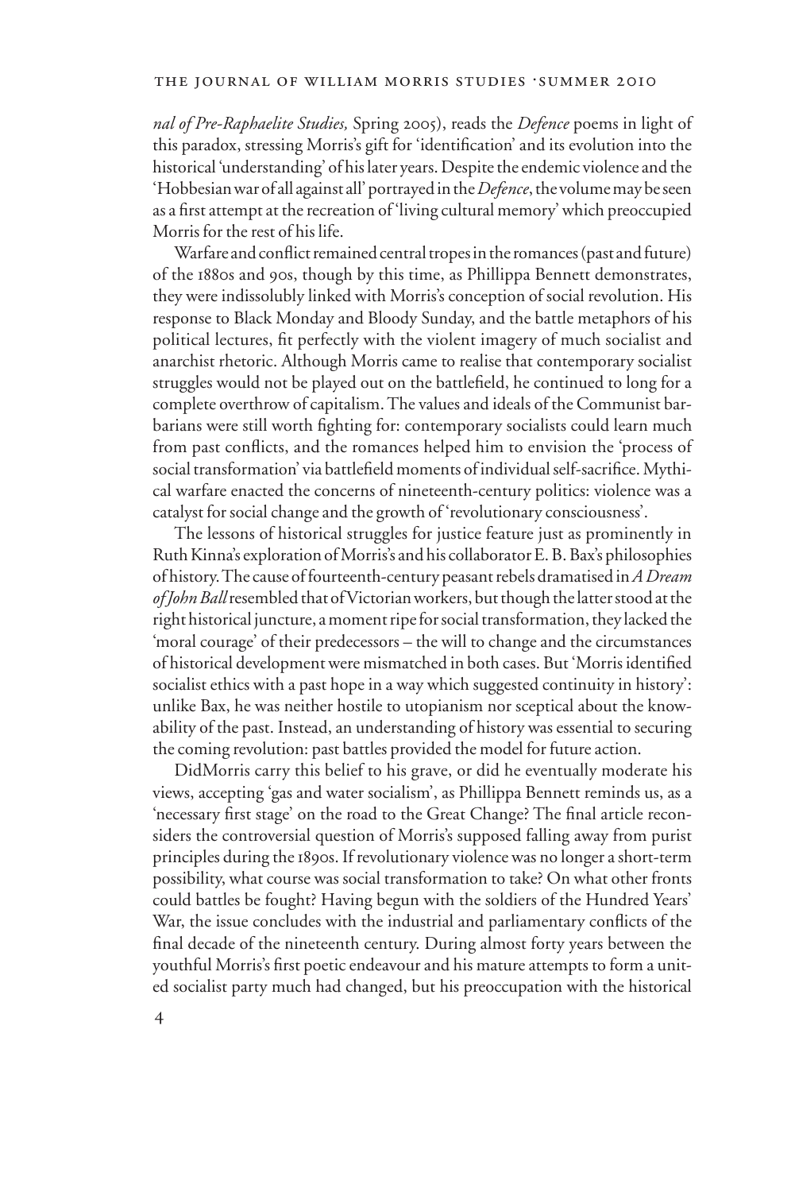*nal of Pre-Raphaelite Studies,* Spring 2005), reads the *Defence* poems in light of this paradox, stressing Morris's gift for 'identification' and its evolution into the historical 'understanding' of his later years. Despite the endemic violence and the 'Hobbesian war of all against all' portrayed in the *Defence*, the volume may be seen as a first attempt at the recreation of 'living cultural memory' which preoccupied Morris for the rest of his life.

Warfare and conflict remained central tropes in the romances (past and future) of the 1880s and 90s, though by this time, as Phillippa Bennett demonstrates, they were indissolubly linked with Morris's conception of social revolution. His response to Black Monday and Bloody Sunday, and the battle metaphors of his political lectures, fit perfectly with the violent imagery of much socialist and anarchist rhetoric. Although Morris came to realise that contemporary socialist struggles would not be played out on the battlefield, he continued to long for a complete overthrow of capitalism. The values and ideals of the Communist barbarians were still worth fighting for: contemporary socialists could learn much from past conflicts, and the romances helped him to envision the 'process of social transformation' via battlefield moments of individual self-sacrifice. Mythical warfare enacted the concerns of nineteenth-century politics: violence was a catalyst for social change and the growth of 'revolutionary consciousness'.

The lessons of historical struggles for justice feature just as prominently in Ruth Kinna's exploration of Morris's and his collaborator E. B. Bax's philosophies of history. The cause of fourteenth-century peasant rebels dramatised in *A Dream of John Ball* resembled that of Victorian workers, but though the latter stood at the right historical juncture, a moment ripe for social transformation, they lacked the 'moral courage' of their predecessors – the will to change and the circumstances of historical development were mismatched in both cases. But 'Morris identified socialist ethics with a past hope in a way which suggested continuity in history': unlike Bax, he was neither hostile to utopianism nor sceptical about the knowability of the past. Instead, an understanding of history was essential to securing the coming revolution: past battles provided the model for future action.

DidMorris carry this belief to his grave, or did he eventually moderate his views, accepting 'gas and water socialism', as Phillippa Bennett reminds us, as a 'necessary first stage' on the road to the Great Change? The final article reconsiders the controversial question of Morris's supposed falling away from purist principles during the 1890s. If revolutionary violence was no longer a short-term possibility, what course was social transformation to take? On what other fronts could battles be fought? Having begun with the soldiers of the Hundred Years' War, the issue concludes with the industrial and parliamentary conflicts of the final decade of the nineteenth century. During almost forty years between the youthful Morris's first poetic endeavour and his mature attempts to form a united socialist party much had changed, but his preoccupation with the historical